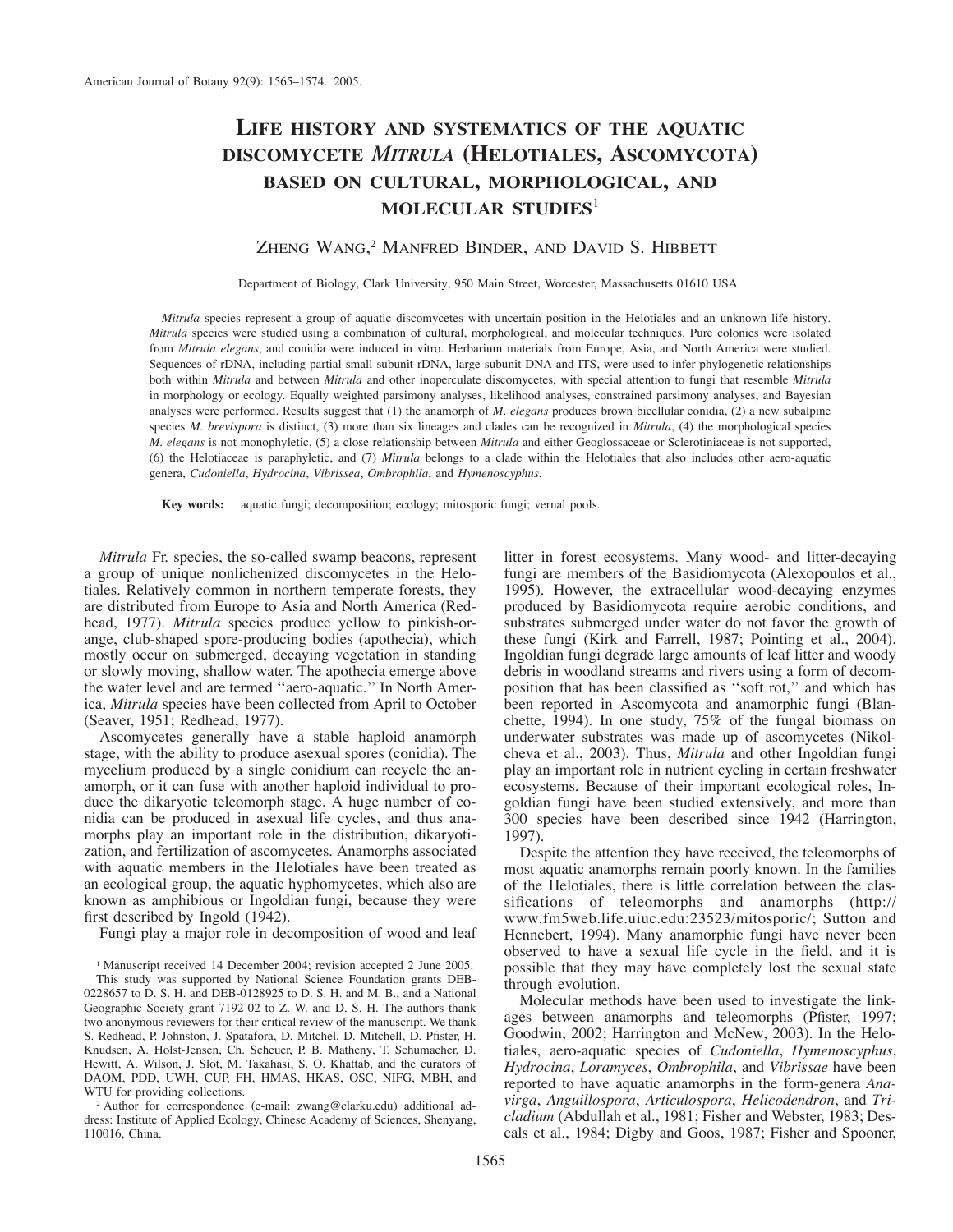# LIFE HISTORY AND SYSTEMATICS OF THE AQUATIC DISCOMYCETE *MITRULA* (HELOTIALES, ASCOMYCOTA) BASED ON CULTURAL, MORPHOLOGICAL, AND MOLECULAR STUDIES[1]

ZHENG WANG,[2] MANFRED BINDER, AND DAVID S. HIBBETT

Department of Biology, Clark University, 950 Main Street, Worcester, Massachusetts 01610 USA

*Mitrula* species represent a group of aquatic discomycetes with uncertain position in the Helotiales and an unknown life history. *Mitrula* species were studied using a combination of cultural, morphological, and molecular techniques. Pure colonies were isolated from *Mitrula elegans*, and conidia were induced in vitro. Herbarium materials from Europe, Asia, and North America were studied. Sequences of rDNA, including partial small subunit rDNA, large subunit DNA and ITS, were used to infer phylogenetic relationships both within *Mitrula* and between *Mitrula* and other inoperculate discomycetes, with special attention to fungi that resemble *Mitrula* in morphology or ecology. Equally weighted parsimony analyses, likelihood analyses, constrained parsimony analyses, and Bayesian analyses were performed. Results suggest that (1) the anamorph of *M. elegans* produces brown bicellular conidia, (2) a new subalpine species *M. brevispora* is distinct, (3) more than six lineages and clades can be recognized in *Mitrula*, (4) the morphological species *M. elegans* is not monophyletic, (5) a close relationship between *Mitrula* and either Geoglossaceae or Sclerotiniaceae is not supported, (6) the Helotiaceae is paraphyletic, and (7) *Mitrula* belongs to a clade within the Helotiales that also includes other aero-aquatic genera, *Cudoniella*, *Hydrocina*, *Vibrissea*, *Ombrophila*, and *Hymenoscyphus*.

**Key words:** aquatic fungi; decomposition; ecology; mitosporic fungi; vernal pools.

*Mitrula* Fr. species, the so-called swamp beacons, represent a group of unique nonlichenized discomycetes in the Helotiales. Relatively common in northern temperate forests, they are distributed from Europe to Asia and North America (Redhead, 1977). *Mitrula* species produce yellow to pinkish-orange, club-shaped spore-producing bodies (apothecia), which mostly occur on submerged, decaying vegetation in standing or slowly moving, shallow water. The apothecia emerge above the water level and are termed ''aero-aquatic.'' In North America, *Mitrula* species have been collected from April to October (Seaver, 1951; Redhead, 1977).

Ascomycetes generally have a stable haploid anamorph stage, with the ability to produce asexual spores (conidia). The mycelium produced by a single conidium can recycle the anamorph, or it can fuse with another haploid individual to produce the dikaryotic teleomorph stage. A huge number of conidia can be produced in asexual life cycles, and thus anamorphs play an important role in the distribution, dikaryotization, and fertilization of ascomycetes. Anamorphs associated with aquatic members in the Helotiales have been treated as an ecological group, the aquatic hyphomycetes, which also are known as amphibious or Ingoldian fungi, because they were first described by Ingold (1942).

Fungi play a major role in decomposition of wood and leaf litter in forest ecosystems. Many wood- and litter-decaying fungi are members of the Basidiomycota (Alexopoulos et al., 1995). However, the extracellular wood-decaying enzymes produced by Basidiomycota require aerobic conditions, and substrates submerged under water do not favor the growth of these fungi (Kirk and Farrell, 1987; Pointing et al., 2004). Ingoldian fungi degrade large amounts of leaf litter and woody debris in woodland streams and rivers using a form of decomposition that has been classified as ''soft rot,'' and which has been reported in Ascomycota and anamorphic fungi (Blanchette, 1994). In one study, 75% of the fungal biomass on underwater substrates was made up of ascomycetes (Nikolcheva et al., 2003). Thus, *Mitrula* and other Ingoldian fungi play an important role in nutrient cycling in certain freshwater ecosystems. Because of their important ecological roles, Ingoldian fungi have been studied extensively, and more than 300 species have been described since 1942 (Harrington, 1997).

Despite the attention they have received, the teleomorphs of most aquatic anamorphs remain poorly known. In the families of the Helotiales, there is little correlation between the classifications of teleomorphs and anamorphs (http://www.fm5web.life.uiuc.edu:23523/mitosporic/; Sutton and Hennebert, 1994). Many anamorphic fungi have never been observed to have a sexual life cycle in the field, and it is possible that they may have completely lost the sexual state through evolution.

Molecular methods have been used to investigate the linkages between anamorphs and teleomorphs (Pfister, 1997; Goodwin, 2002; Harrington and McNew, 2003). In the Helotiales, aero-aquatic species of *Cudoniella*, *Hymenoscyphus*, *Hydrocina*, *Loramyces*, *Ombrophila*, and *Vibrissae* have been reported to have aquatic anamorphs in the form-genera *Anavirga*, *Anguillospora*, *Articulospora*, *Helicodendron*, and *Tricladium* (Abdullah et al., 1981; Fisher and Webster, 1983; Descals et al., 1984; Digby and Goos, 1987; Fisher and Spooner,

[1] Manuscript received 14 December 2004; revision accepted 2 June 2005.

This study was supported by National Science Foundation grants DEB-0228657 to D. S. H. and DEB-0128925 to D. S. H. and M. B., and a National Geographic Society grant 7192-02 to Z. W. and D. S. H. The authors thank two anonymous reviewers for their critical review of the manuscript. We thank S. Redhead, P. Johnston, J. Spatafora, D. Mitchel, D. Mitchell, D. Pfister, H. Knudsen, A. Holst-Jensen, Ch. Scheuer, P. B. Matheny, T. Schumacher, D. Hewitt, A. Wilson, J. Slot, M. Takahasi, S. O. Khattab, and the curators of DAOM, PDD, UWH, CUP, FH, HMAS, HKAS, OSC, NIFG, MBH, and WTU for providing collections.

[2] Author for correspondence (e-mail: zwang@clarku.edu) additional address: Institute of Applied Ecology, Chinese Academy of Sciences, Shenyang, 110016, China.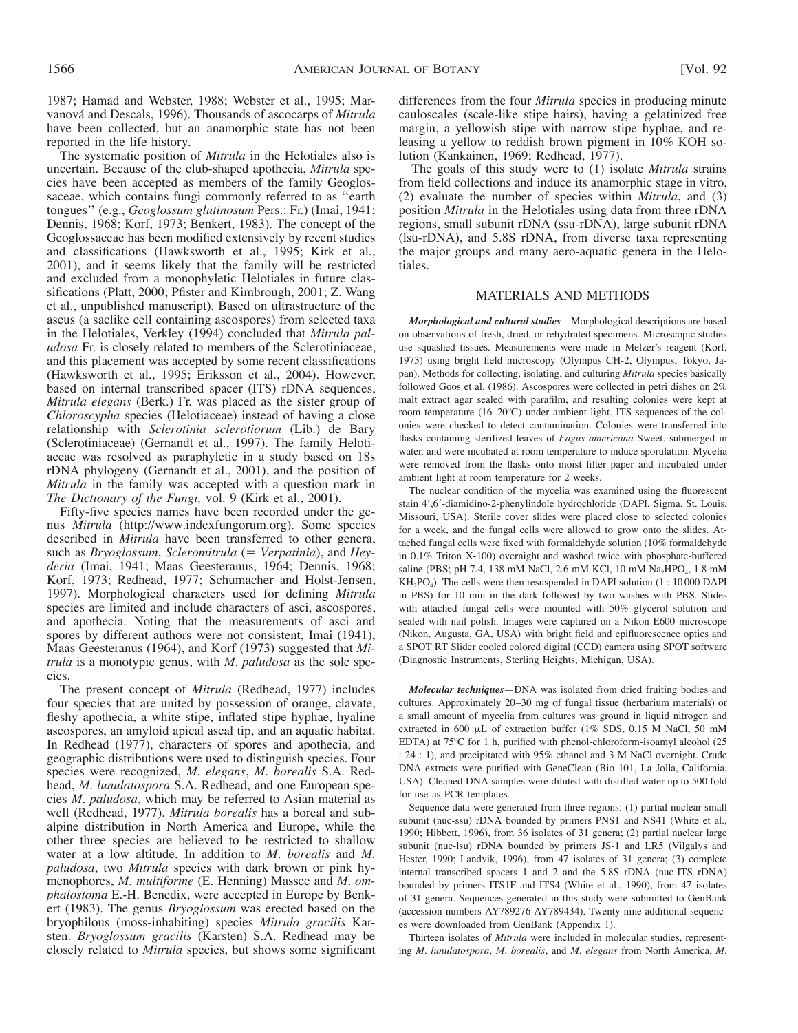1987; Hamad and Webster, 1988; Webster et al., 1995; Marvanová and Descals, 1996). Thousands of ascocarps of *Mitrula* have been collected, but an anamorphic state has not been reported in the life history.

The systematic position of *Mitrula* in the Helotiales also is uncertain. Because of the club-shaped apothecia, *Mitrula* species have been accepted as members of the family Geoglossaceae, which contains fungi commonly referred to as ''earth tongues'' (e.g., *Geoglossum glutinosum* Pers.: Fr.) (Imai, 1941; Dennis, 1968; Korf, 1973; Benkert, 1983). The concept of the Geoglossaceae has been modified extensively by recent studies and classifications (Hawksworth et al., 1995; Kirk et al., 2001), and it seems likely that the family will be restricted and excluded from a monophyletic Helotiales in future classifications (Platt, 2000; Pfister and Kimbrough, 2001; Z. Wang et al., unpublished manuscript). Based on ultrastructure of the ascus (a saclike cell containing ascospores) from selected taxa in the Helotiales, Verkley (1994) concluded that *Mitrula paludosa* Fr. is closely related to members of the Sclerotiniaceae, and this placement was accepted by some recent classifications (Hawksworth et al., 1995; Eriksson et al., 2004). However, based on internal transcribed spacer (ITS) rDNA sequences, *Mitrula elegans* (Berk.) Fr. was placed as the sister group of *Chloroscypha* species (Helotiaceae) instead of having a close relationship with *Sclerotinia sclerotiorum* (Lib.) de Bary (Sclerotiniaceae) (Gernandt et al., 1997). The family Helotiaceae was resolved as paraphyletic in a study based on 18s rDNA phylogeny (Gernandt et al., 2001), and the position of *Mitrula* in the family was accepted with a question mark in *The Dictionary of the Fungi,* vol. 9 (Kirk et al., 2001).

Fifty-five species names have been recorded under the genus *Mitrula* (http://www.indexfungorum.org). Some species described in *Mitrula* have been transferred to other genera, such as *Bryoglossum*, *Scleromitrula* (= *Verpatinia*), and *Heyderia* (Imai, 1941; Maas Geesteranus, 1964; Dennis, 1968; Korf, 1973; Redhead, 1977; Schumacher and Holst-Jensen, 1997). Morphological characters used for defining *Mitrula* species are limited and include characters of asci, ascospores, and apothecia. Noting that the measurements of asci and spores by different authors were not consistent, Imai (1941), Maas Geesteranus (1964), and Korf (1973) suggested that *Mitrula* is a monotypic genus, with *M. paludosa* as the sole species.

The present concept of *Mitrula* (Redhead, 1977) includes four species that are united by possession of orange, clavate, fleshy apothecia, a white stipe, inflated stipe hyphae, hyaline ascospores, an amyloid apical ascal tip, and an aquatic habitat. In Redhead (1977), characters of spores and apothecia, and geographic distributions were used to distinguish species. Four species were recognized, *M. elegans*, *M. borealis* S.A. Redhead, *M. lunulatospora* S.A. Redhead, and one European species *M. paludosa*, which may be referred to Asian material as well (Redhead, 1977). *Mitrula borealis* has a boreal and subalpine distribution in North America and Europe, while the other three species are believed to be restricted to shallow water at a low altitude. In addition to *M. borealis* and *M. paludosa*, two *Mitrula* species with dark brown or pink hymenophores, *M. multiforme* (E. Henning) Massee and *M. omphalostoma* E.-H. Benedix, were accepted in Europe by Benkert (1983). The genus *Bryoglossum* was erected based on the bryophilous (moss-inhabiting) species *Mitrula gracilis* Karsten. *Bryoglossum gracilis* (Karsten) S.A. Redhead may be closely related to *Mitrula* species, but shows some significant differences from the four *Mitrula* species in producing minute cauloscales (scale-like stipe hairs), having a gelatinized free margin, a yellowish stipe with narrow stipe hyphae, and releasing a yellow to reddish brown pigment in 10% KOH solution (Kankainen, 1969; Redhead, 1977).

The goals of this study were to (1) isolate *Mitrula* strains from field collections and induce its anamorphic stage in vitro, (2) evaluate the number of species within *Mitrula*, and (3) position *Mitrula* in the Helotiales using data from three rDNA regions, small subunit rDNA (ssu-rDNA), large subunit rDNA (lsu-rDNA), and 5.8S rDNA, from diverse taxa representing the major groups and many aero-aquatic genera in the Helotiales.

## MATERIALS AND METHODS

***Morphological and cultural studies***—Morphological descriptions are based on observations of fresh, dried, or rehydrated specimens. Microscopic studies use squashed tissues. Measurements were made in Melzer's reagent (Korf, 1973) using bright field microscopy (Olympus CH-2, Olympus, Tokyo, Japan). Methods for collecting, isolating, and culturing *Mitrula* species basically followed Goos et al. (1986). Ascospores were collected in petri dishes on 2% malt extract agar sealed with parafilm, and resulting colonies were kept at room temperature (16–20°C) under ambient light. ITS sequences of the colonies were checked to detect contamination. Colonies were transferred into flasks containing sterilized leaves of *Fagus americana* Sweet. submerged in water, and were incubated at room temperature to induce sporulation. Mycelia were removed from the flasks onto moist filter paper and incubated under ambient light at room temperature for 2 weeks.

The nuclear condition of the mycelia was examined using the fluorescent stain 4′,6′-diamidino-2-phenylindole hydrochloride (DAPI, Sigma, St. Louis, Missouri, USA). Sterile cover slides were placed close to selected colonies for a week, and the fungal cells were allowed to grow onto the slides. Attached fungal cells were fixed with formaldehyde solution (10% formaldehyde in 0.1% Triton X-100) overnight and washed twice with phosphate-buffered saline (PBS; pH 7.4, 138 mM NaCl, 2.6 mM KCl, 10 mM $Na_2HPO_4$, 1.8 mM $KH_2PO_4$). The cells were then resuspended in DAPI solution (1 : 10 000 DAPI in PBS) for 10 min in the dark followed by two washes with PBS. Slides with attached fungal cells were mounted with 50% glycerol solution and sealed with nail polish. Images were captured on a Nikon E600 microscope (Nikon, Augusta, GA, USA) with bright field and epifluorescence optics and a SPOT RT Slider cooled colored digital (CCD) camera using SPOT software (Diagnostic Instruments, Sterling Heights, Michigan, USA).

***Molecular techniques***—DNA was isolated from dried fruiting bodies and cultures. Approximately 20–30 mg of fungal tissue (herbarium materials) or a small amount of mycelia from cultures was ground in liquid nitrogen and extracted in 600 μL of extraction buffer (1% SDS, 0.15 M NaCl, 50 mM EDTA) at 75°C for 1 h, purified with phenol-chloroform-isoamyl alcohol (25 : 24 : 1), and precipitated with 95% ethanol and 3 M NaCl overnight. Crude DNA extracts were purified with GeneClean (Bio 101, La Jolla, California, USA). Cleaned DNA samples were diluted with distilled water up to 500 fold for use as PCR templates.

Sequence data were generated from three regions: (1) partial nuclear small subunit (nuc-ssu) rDNA bounded by primers PNS1 and NS41 (White et al., 1990; Hibbett, 1996), from 36 isolates of 31 genera; (2) partial nuclear large subunit (nuc-lsu) rDNA bounded by primers JS-1 and LR5 (Vilgalys and Hester, 1990; Landvik, 1996), from 47 isolates of 31 genera; (3) complete internal transcribed spacers 1 and 2 and the 5.8S rDNA (nuc-ITS rDNA) bounded by primers ITS1F and ITS4 (White et al., 1990), from 47 isolates of 31 genera. Sequences generated in this study were submitted to GenBank (accession numbers AY789276-AY789434). Twenty-nine additional sequences were downloaded from GenBank (Appendix 1).

Thirteen isolates of *Mitrula* were included in molecular studies, representing *M. lunulatospora*, *M. borealis*, and *M. elegans* from North America, *M.*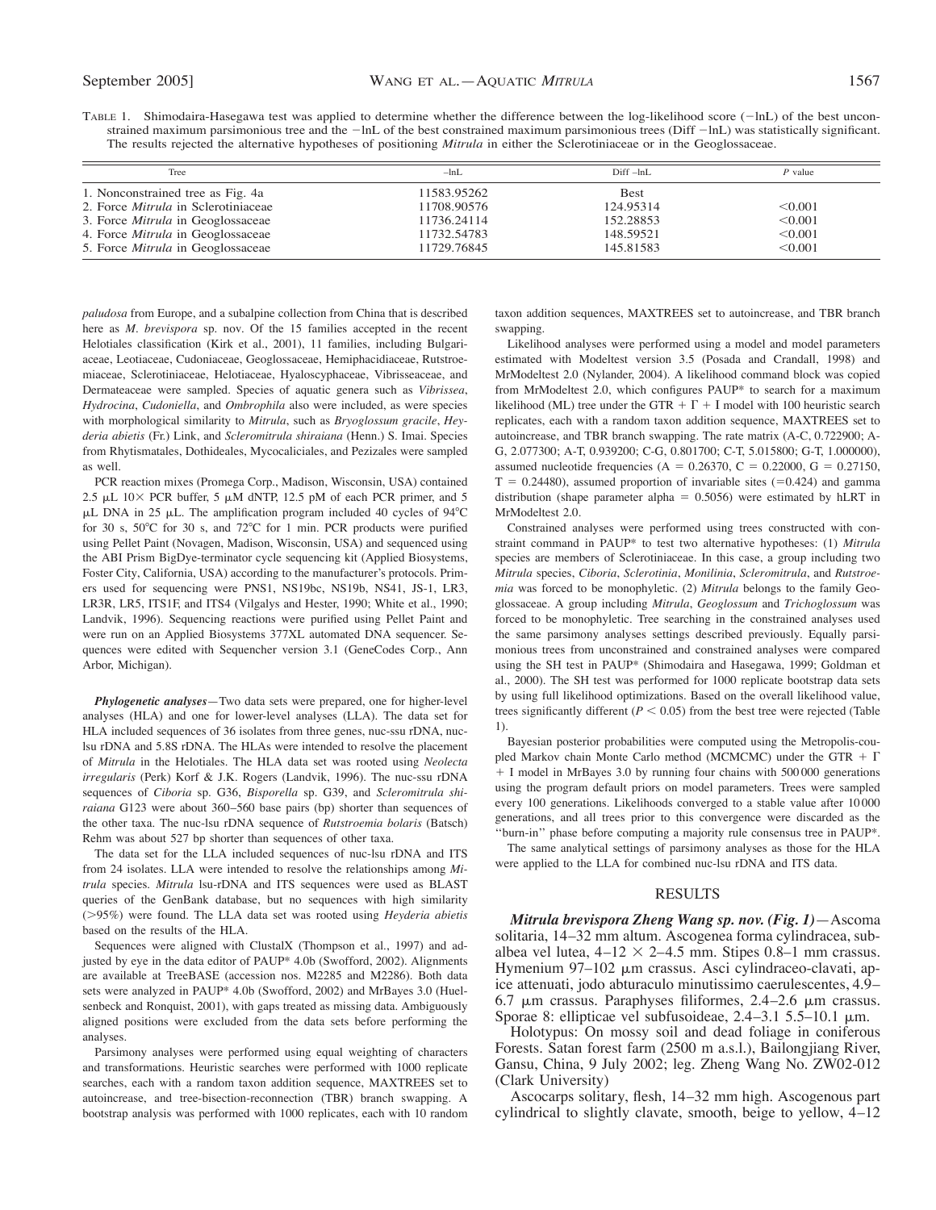TABLE 1. Shimodaira-Hasegawa test was applied to determine whether the difference between the log-likelihood score (−lnL) of the best unconstrained maximum parsimonious tree and the −lnL of the best constrained maximum parsimonious trees (Diff −lnL) was statistically significant. The results rejected the alternative hypotheses of positioning *Mitrula* in either the Sclerotiniaceae or in the Geoglossaceae.

| Tree | −lnL | Diff −lnL | *P* value |
|---|---|---|---|
| 1. Nonconstrained tree as Fig. 4a | 11583.95262 | Best | |
| 2. Force *Mitrula* in Sclerotiniaceae | 11708.90576 | 124.95314 | <0.001 |
| 3. Force *Mitrula* in Geoglossaceae | 11736.24114 | 152.28853 | <0.001 |
| 4. Force *Mitrula* in Geoglossaceae | 11732.54783 | 148.59521 | <0.001 |
| 5. Force *Mitrula* in Geoglossaceae | 11729.76845 | 145.81583 | <0.001 |

*paludosa* from Europe, and a subalpine collection from China that is described here as *M. brevispora* sp. nov. Of the 15 families accepted in the recent Helotiales classification (Kirk et al., 2001), 11 families, including Bulgariaceae, Leotiaceae, Cudoniaceae, Geoglossaceae, Hemiphacidiaceae, Rutstroemiaceae, Sclerotiniaceae, Helotiaceae, Hyaloscyphaceae, Vibrisseaceae, and Dermateaceae were sampled. Species of aquatic genera such as *Vibrissea*, *Hydrocina*, *Cudoniella*, and *Ombrophila* were also included, as were species with morphological similarity to *Mitrula*, such as *Bryoglossum gracile*, *Heyderia abietis* (Fr.) Link, and *Scleromitrula shiraiana* (Henn.) S. Imai. Species from Rhytismatales, Dothideales, Mycocaliciales, and Pezizales were sampled as well.

PCR reaction mixes (Promega Corp., Madison, Wisconsin, USA) contained 2.5 μL 10× PCR buffer, 5 μM dNTP, 12.5 pM of each PCR primer, and 5 μL DNA in 25 μL. The amplification program included 40 cycles of 94°C for 30 s, 50°C for 30 s, and 72°C for 1 min. PCR products were purified using Pellet Paint (Novagen, Madison, Wisconsin, USA) and sequenced using the ABI Prism BigDye-terminator cycle sequencing kit (Applied Biosystems, Foster City, California, USA) according to the manufacturer's protocols. Primers used for sequencing were PNS1, NS19bc, NS19b, NS41, JS-1, LR3, LR3R, LR5, ITS1F, and ITS4 (Vilgalys and Hester, 1990; White et al., 1990; Landvik, 1996). Sequencing reactions were purified using Pellet Paint and were run on an Applied Biosystems 377XL automated DNA sequencer. Sequences were edited with Sequencher version 3.1 (GeneCodes Corp., Ann Arbor, Michigan).

***Phylogenetic analyses***—Two data sets were prepared, one for higher-level analyses (HLA) and one for lower-level analyses (LLA). The data set for HLA included sequences of 36 isolates from three genes, nuc-ssu rDNA, nuc-lsu rDNA and 5.8S rDNA. The HLAs were intended to resolve the placement of *Mitrula* in the Helotiales. The HLA data set was rooted using *Neolecta irregularis* (Perk) Korf & J.K. Rogers (Landvik, 1996). The nuc-ssu rDNA sequences of *Ciboria* sp. G36, *Bisporella* sp. G39, and *Scleromitrula shiraiana* G123 were about 360–560 base pairs (bp) shorter than sequences of the other taxa. The nuc-lsu rDNA sequence of *Rutstroemia bolaris* (Batsch) Rehm was about 527 bp shorter than sequences of other taxa.

The data set for the LLA included sequences of nuc-lsu rDNA and ITS from 24 isolates. LLA were intended to resolve the relationships among *Mitrula* species. *Mitrula* lsu-rDNA and ITS sequences were used as BLAST queries of the GenBank database, but no sequences with high similarity (>95%) were found. The LLA data set was rooted using *Heyderia abietis* based on the results of the HLA.

Sequences were aligned with ClustalX (Thompson et al., 1997) and adjusted by eye in the data editor of PAUP* 4.0b (Swofford, 2002). Alignments are available at TreeBASE (accession nos. M2285 and M2286). Both data sets were analyzed in PAUP* 4.0b (Swofford, 2002) and MrBayes 3.0 (Huelsenbeck and Ronquist, 2001), with gaps treated as missing data. Ambiguously aligned positions were excluded from the data sets before performing the analyses.

Parsimony analyses were performed using equal weighting of characters and transformations. Heuristic searches were performed with 1000 replicate searches, each with a random taxon addition sequence, MAXTREES set to autoincrease, and tree-bisection-reconnection (TBR) branch swapping. A bootstrap analysis was performed with 1000 replicates, each with 10 random taxon addition sequences, MAXTREES set to autoincrease, and TBR branch swapping.

Likelihood analyses were performed using a model and model parameters estimated with Modeltest version 3.5 (Posada and Crandall, 1998) and MrModeltest 2.0 (Nylander, 2004). A likelihood command block was copied from MrModeltest 2.0, which configures PAUP* to search for a maximum likelihood (ML) tree under the GTR + Γ + I model with 100 heuristic search replicates, each with a random taxon addition sequence, MAXTREES set to autoincrease, and TBR branch swapping. The rate matrix (A-C, 0.722900; A-G, 2.077300; A-T, 0.939200; C-G, 0.801700; C-T, 5.015800; G-T, 1.000000), assumed nucleotide frequencies (A = 0.26370, C = 0.22000, G = 0.27150, T = 0.24480), assumed proportion of invariable sites (=0.424) and gamma distribution (shape parameter alpha = 0.5056) were estimated by hLRT in MrModeltest 2.0.

Constrained analyses were performed using trees constructed with constraint command in PAUP* to test two alternative hypotheses: (1) *Mitrula* species are members of Sclerotiniaceae. In this case, a group including two *Mitrula* species, *Ciboria*, *Sclerotinia*, *Monilinia*, *Scleromitrula*, and *Rutstroemia* was forced to be monophyletic. (2) *Mitrula* belongs to the family Geoglossaceae. A group including *Mitrula*, *Geoglossum* and *Trichoglossum* was forced to be monophyletic. Tree searching in the constrained analyses used the same parsimony analyses settings described previously. Equally parsimonious trees from unconstrained and constrained analyses were compared using the SH test in PAUP* (Shimodaira and Hasegawa, 1999; Goldman et al., 2000). The SH test was performed for 1000 replicate bootstrap data sets by using full likelihood optimizations. Based on the overall likelihood value, trees significantly different ($P < 0.05$) from the best tree were rejected (Table 1).

Bayesian posterior probabilities were computed using the Metropolis-coupled Markov chain Monte Carlo method (MCMCMC) under the GTR + Γ + I model in MrBayes 3.0 by running four chains with 500 000 generations using the program default priors on model parameters. Trees were sampled every 100 generations. Likelihoods converged to a stable value after 10 000 generations, and all trees prior to this convergence were discarded as the "burn-in" phase before computing a majority rule consensus tree in PAUP*.

The same analytical settings of parsimony analyses as those for the HLA were applied to the LLA for combined nuc-lsu rDNA and ITS data.

## RESULTS

***Mitrula brevispora* Zheng Wang sp. nov. (Fig. 1)**—Ascoma solitaria, 14–32 mm altum. Ascogenea forma cylindracea, subalbea vel lutea, 4–12 × 2–4.5 mm. Stipes 0.8–1 mm crassus. Hymenium 97–102 μm crassus. Asci cylindraceo-clavati, apice attenuati, jodo abturaculo minutissimo caerulescentes, 4.9–6.7 μm crassus. Paraphyses filiformes, 2.4–2.6 μm crassus. Sporae 8: ellipticae vel subfusoideae, 2.4–3.1 5.5–10.1 μm.

Holotypus: On mossy soil and dead foliage in coniferous Forests. Satan forest farm (2500 m a.s.l.), Bailongjiang River, Gansu, China, 9 July 2002; leg. Zheng Wang No. ZW02-012 (Clark University)

Ascocarps solitary, flesh, 14–32 mm high. Ascogenous part cylindrical to slightly clavate, smooth, beige to yellow, 4–12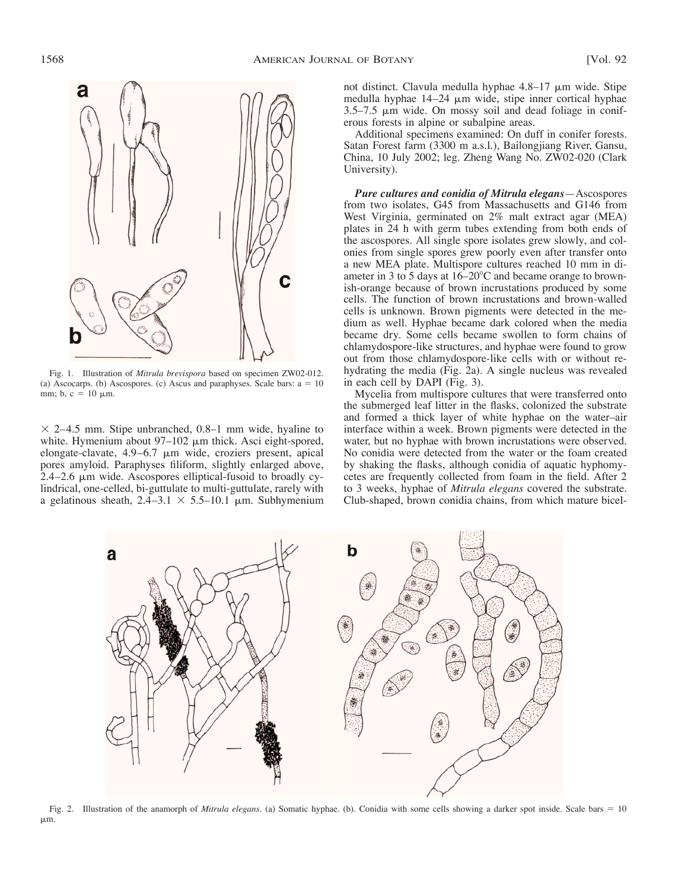Fig. 1. Illustration of *Mitrula brevispora* based on specimen ZW02-012. (a) Ascocarps. (b) Ascospores. (c) Ascus and paraphyses. Scale bars: a = 10 mm; b, c = 10 μm.

× 2–4.5 mm. Stipe unbranched, 0.8–1 mm wide, hyaline to white. Hymenium about 97–102 μm thick. Asci eight-spored, elongate-clavate, 4.9–6.7 μm wide, croziers present, apical pores amyloid. Paraphyses filiform, slightly enlarged above, 2.4–2.6 μm wide. Ascospores elliptical-fusoid to broadly cylindrical, one-celled, bi-guttulate to multi-guttulate, rarely with a gelatinous sheath, 2.4–3.1 × 5.5–10.1 μm. Subhymenium not distinct. Clavula medulla hyphae 4.8–17 μm wide. Stipe medulla hyphae 14–24 μm wide, stipe inner cortical hyphae 3.5–7.5 μm wide. On mossy soil and dead foliage in coniferous forests in alpine or subalpine areas.

Additional specimens examined: On duff in conifer forests. Satan Forest farm (3300 m a.s.l.), Bailongjiang River, Gansu, China, 10 July 2002; leg. Zheng Wang No. ZW02-020 (Clark University).

***Pure cultures and conidia of Mitrula elegans***—Ascospores from two isolates, G45 from Massachusetts and G146 from West Virginia, germinated on 2% malt extract agar (MEA) plates in 24 h with germ tubes extending from both ends of the ascospores. All single spore isolates grew slowly, and colonies from single spores grew poorly even after transfer onto a new MEA plate. Multispore cultures reached 10 mm in diameter in 3 to 5 days at 16–20°C and became orange to brownish-orange because of brown incrustations produced by some cells. The function of brown incrustations and brown-walled cells is unknown. Brown pigments were detected in the medium as well. Hyphae became dark colored when the media became dry. Some cells became swollen to form chains of chlamydospore-like structures, and hyphae were found to grow out from those chlamydospore-like cells with or without rehydrating the media (Fig. 2a). A single nucleus was revealed in each cell by DAPI (Fig. 3).

Mycelia from multispore cultures that were transferred onto the submerged leaf litter in the flasks, colonized the substrate and formed a thick layer of white hyphae on the water–air interface within a week. Brown pigments were detected in the water, but no hyphae with brown incrustations were observed. No conidia were detected from the water or the foam created by shaking the flasks, although conidia of aquatic hyphomycetes are frequently collected from foam in the field. After 2 to 3 weeks, hyphae of *Mitrula elegans* covered the substrate. Club-shaped, brown conidia chains, from which mature bicel-

Fig. 2. Illustration of the anamorph of *Mitrula elegans*. (a) Somatic hyphae. (b). Conidia with some cells showing a darker spot inside. Scale bars = 10 μm.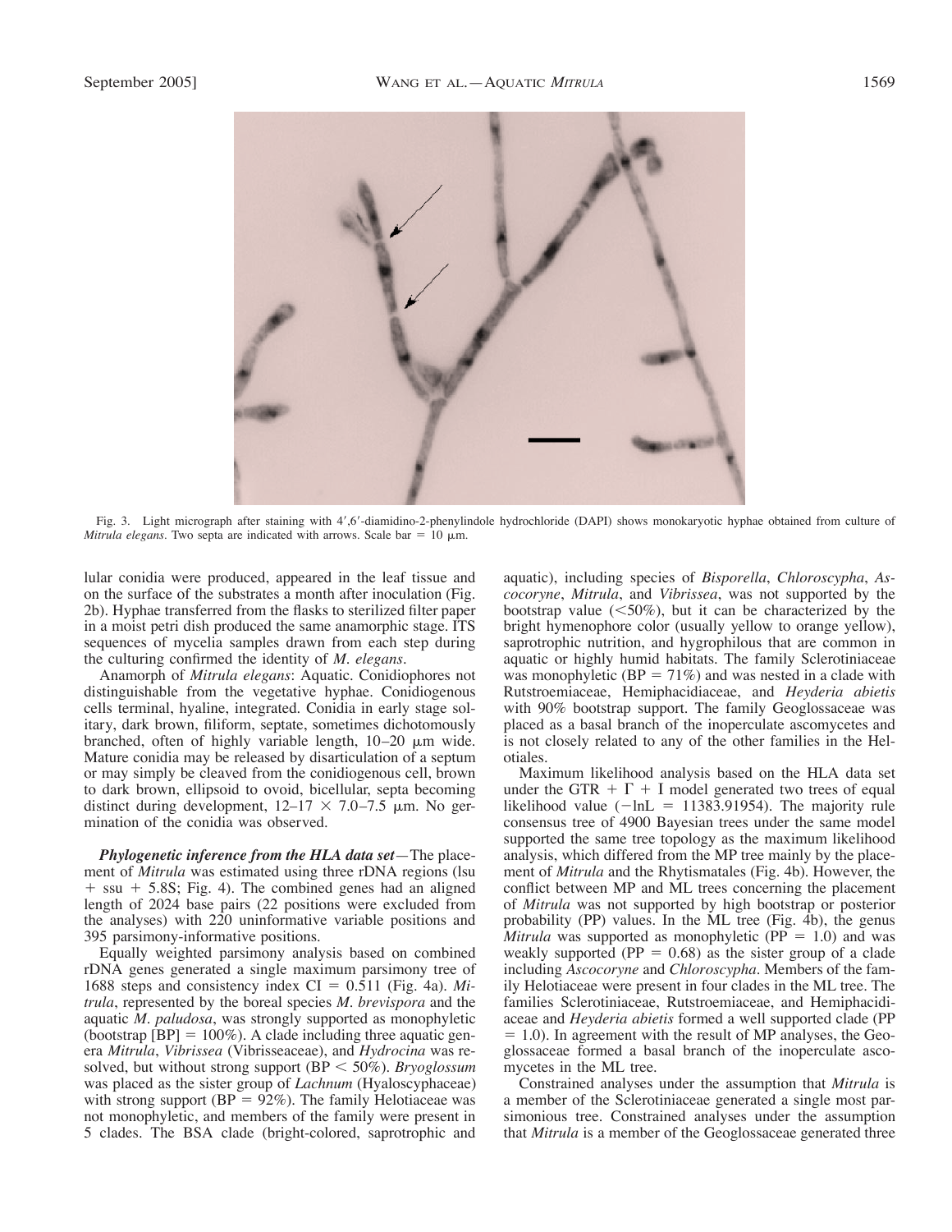Fig. 3. Light micrograph after staining with 4′,6′-diamidino-2-phenylindole hydrochloride (DAPI) shows monokaryotic hyphae obtained from culture of *Mitrula elegans*. Two septa are indicated with arrows. Scale bar = 10 μm.

lular conidia were produced, appeared in the leaf tissue and on the surface of the substrates a month after inoculation (Fig. 2b). Hyphae transferred from the flasks to sterilized filter paper in a moist petri dish produced the same anamorphic stage. ITS sequences of mycelia samples drawn from each step during the culturing confirmed the identity of *M. elegans*.

Anamorph of *Mitrula elegans*: Aquatic. Conidiophores not distinguishable from the vegetative hyphae. Conidiogenous cells terminal, hyaline, integrated. Conidia in early stage solitary, dark brown, filiform, septate, sometimes dichotomously branched, often of highly variable length, 10–20 μm wide. Mature conidia may be released by disarticulation of a septum or may simply be cleaved from the conidiogenous cell, brown to dark brown, ellipsoid to ovoid, bicellular, septa becoming distinct during development, 12–17 × 7.0–7.5 μm. No germination of the conidia was observed.

***Phylogenetic inference from the HLA data set***—The placement of *Mitrula* was estimated using three rDNA regions (lsu + ssu + 5.8S; Fig. 4). The combined genes had an aligned length of 2024 base pairs (22 positions were excluded from the analyses) with 220 uninformative variable positions and 395 parsimony-informative positions.

Equally weighted parsimony analysis based on combined rDNA genes generated a single maximum parsimony tree of 1688 steps and consistency index CI = 0.511 (Fig. 4a). *Mitrula*, represented by the boreal species *M. brevispora* and the aquatic *M. paludosa*, was strongly supported as monophyletic (bootstrap [BP] = 100%). A clade including three aquatic genera *Mitrula*, *Vibrissea* (Vibrisseaceae), and *Hydrocina* was resolved, but without strong support (BP < 50%). *Bryoglossum* was placed as the sister group of *Lachnum* (Hyaloscyphaceae) with strong support (BP = 92%). The family Helotiaceae was not monophyletic, and members of the family were present in 5 clades. The BSA clade (bright-colored, saprotrophic and aquatic), including species of *Bisporella*, *Chloroscypha*, *Ascocoryne*, *Mitrula*, and *Vibrissea*, was not supported by the bootstrap value (<50%), but it can be characterized by the bright hymenophore color (usually yellow to orange yellow), saprotrophic nutrition, and hygrophilous that are common in aquatic or highly humid habitats. The family Sclerotiniaceae was monophyletic (BP = 71%) and was nested in a clade with Rutstroemiaceae, Hemiphacidiaceae, and *Heyderia abietis* with 90% bootstrap support. The family Geoglossaceae was placed as a basal branch of the inoperculate ascomycetes and is not closely related to any of the other families in the Helotiales.

Maximum likelihood analysis based on the HLA data set under the GTR + Γ + I model generated two trees of equal likelihood value (−lnL = 11383.91954). The majority rule consensus tree of 4900 Bayesian trees under the same model supported the same tree topology as the maximum likelihood analysis, which differed from the MP tree mainly by the placement of *Mitrula* and the Rhytismatales (Fig. 4b). However, the conflict between MP and ML trees concerning the placement of *Mitrula* was not supported by high bootstrap or posterior probability (PP) values. In the ML tree (Fig. 4b), the genus *Mitrula* was supported as monophyletic (PP = 1.0) and was weakly supported (PP = 0.68) as the sister group of a clade including *Ascocoryne* and *Chloroscypha*. Members of the family Helotiaceae were present in four clades in the ML tree. The families Sclerotiniaceae, Rutstroemiaceae, and Hemiphacidiaceae and *Heyderia abietis* formed a well supported clade (PP = 1.0). In agreement with the result of MP analyses, the Geoglossaceae formed a basal branch of the inoperculate ascomycetes in the ML tree.

Constrained analyses under the assumption that *Mitrula* is a member of the Sclerotiniaceae generated a single most parsimonious tree. Constrained analyses under the assumption that *Mitrula* is a member of the Geoglossaceae generated three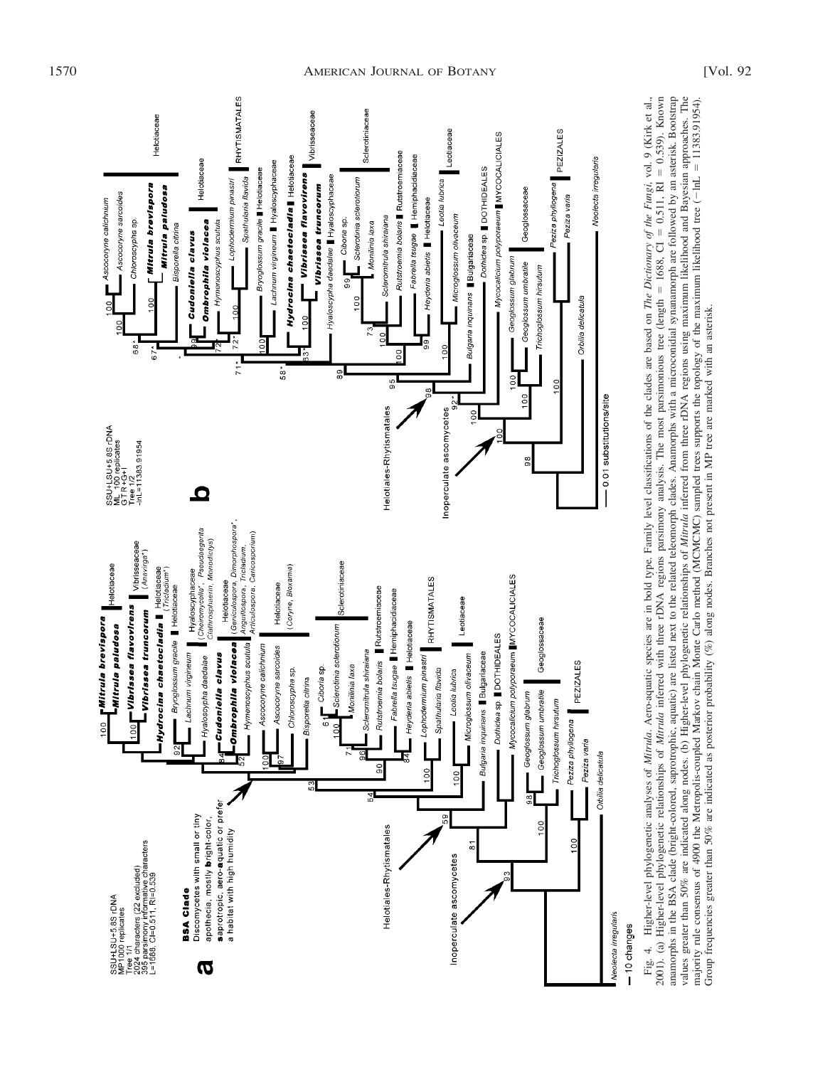SSU+LSU+5.8S rDNA
MP1000 replicates
Tree 1/1
2024 characters (22 excluded)
395 parsimony informative characters
L=1688, CI=0.511, RI=0.539

**a**

**BSA Clade**
Discomycetes with small or tiny apothecia, mostly **b**right-color, **s**aprotropic, aero-**a**quatic or prefer a habitat with high humidity

Helotiales-Rhytismatales

Inoperculate ascomycetes

— 10 changes

SSU+LSU+5.8S rDNA
ML 100 replicates
GTR+G+I
Tree 1/2
-lnL=11383.91954

**b**

Helotiales-Rhytismatales

Inoperculate ascomycetes

— 0.01 substitutions/site

Fig. 4. Higher-level phylogenetic analyses of *Mitrula*. Aero-aquatic species are in bold type. Family level classifications of the clades are based on *The Dictionary of the Fungi*, vol. 9 (Kirk et al., 2001). (a) Higher-level phylogenetic relationships of *Mitrula* inferred with three rDNA regions parsimony analysis. The most parsimonious tree (length = 1688, CI = 0.511, RI = 0.539). Known anamorphs in the BSA clade (bright-colored, saprotrophic, aquatic) are listed next to the related teleomorph clades. Anamorphs with a microconidial synanamorph are followed by an asterisk. Bootstrap values greater than 50% are indicated along nodes. (b) Higher-level phylogenetic relationships of *Mitrula* inferred from three rDNA regions using maximum likelihood and Bayesian approaches. The majority rule consensus of 4900 the Metropolis-coupled Markov chain Monte Carlo method (MCMCMC) sampled trees supports the topology of the maximum likelihood tree (−lnL = 11383.91954). Group frequencies greater than 50% are indicated as posterior probability (%) along nodes. Branches not present in MP tree are marked with an asterisk.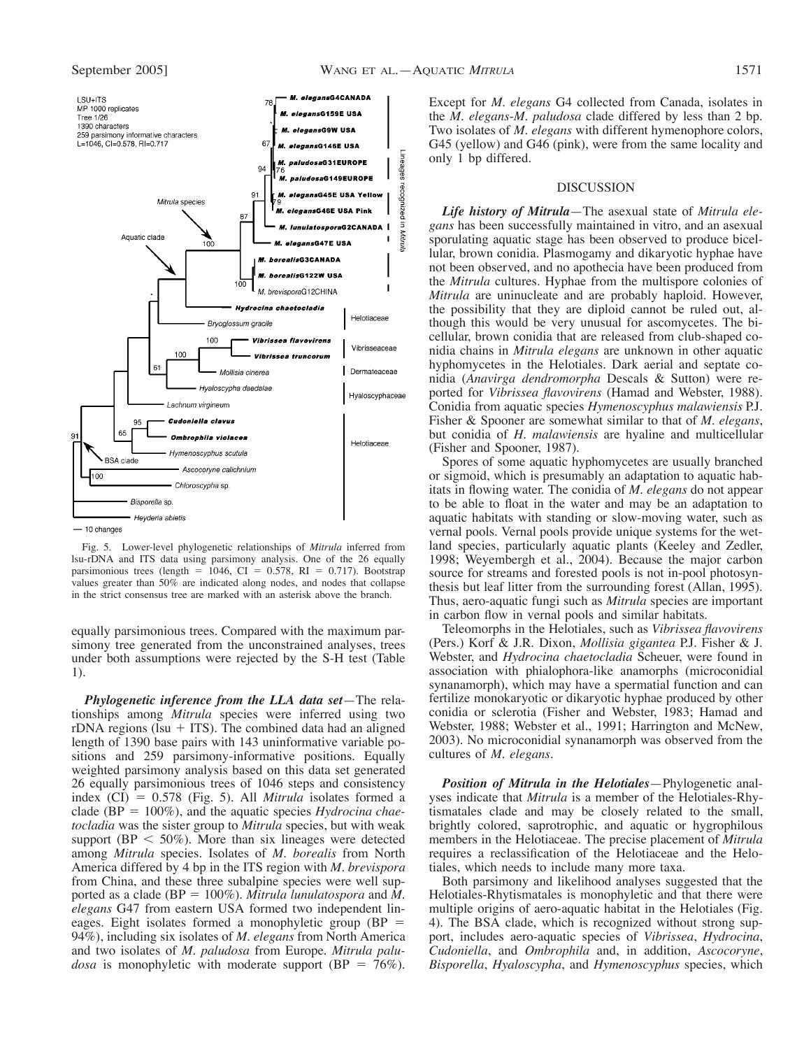LSU+ITS
MP 1000 replicates
Tree 1/26
1390 characters
259 parsimony informative characters
L=1046, CI=0.578, RI=0.717

M. elegansG4CANADA
M. elegansG159E USA
M. elegansG9W USA
M. elegansG146E USA
M. paludosaG31EUROPE
M. paludosaG149EUROPE
M. elegansG45E USA Yellow
M. elegansG46E USA Pink
M. lunulatosporaG2CANADA
M. elegansG47E USA
M. borealisG3CANADA
M. borealisG122W USA
M. brevisporaG12CHINA
Hydrocina chaetocladia
Bryoglossum gracile
Vibrissea flavovirens
Vibrissea truncorum
Mollisia cinerea
Hyaloscypha daedalae
Lachnum virgineum
Cudoniella clavus
Ombrophila violacea
Hymenoscyphus scutula
Ascocoryne calichnium
Chloroscypha sp.
Bisporella sp.
Heyderia abietis

78
67
94
76
91
79
87
100
100
100
100
61
95
65
91
100

Mitrula species
Aquatic clade
BSA clade
Lineages recognized in Mitrula
Helotiaceae
Vibrisseaceae
Dermateaceae
Hyaloscyphaceae
Helotiaceae

— 10 changes

Fig. 5. Lower-level phylogenetic relationships of *Mitrula* inferred from lsu-rDNA and ITS data using parsimony analysis. One of the 26 equally parsimonious trees (length = 1046, CI = 0.578, RI = 0.717). Bootstrap values greater than 50% are indicated along nodes, and nodes that collapse in the strict consensus tree are marked with an asterisk above the branch.

equally parsimonious trees. Compared with the maximum parsimony tree generated from the unconstrained analyses, trees under both assumptions were rejected by the S-H test (Table 1).

***Phylogenetic inference from the LLA data set***—The relationships among *Mitrula* species were inferred using two rDNA regions (lsu + ITS). The combined data had an aligned length of 1390 base pairs with 143 uninformative variable positions and 259 parsimony-informative positions. Equally weighted parsimony analysis based on this data set generated 26 equally parsimonious trees of 1046 steps and consistency index (CI) = 0.578 (Fig. 5). All *Mitrula* isolates formed a clade (BP = 100%), and the aquatic species *Hydrocina chaetocladia* was the sister group to *Mitrula* species, but with weak support (BP < 50%). More than six lineages were detected among *Mitrula* species. Isolates of *M. borealis* from North America differed by 4 bp in the ITS region with *M. brevispora* from China, and these three subalpine species were well supported as a clade (BP = 100%). *Mitrula lunulatospora* and *M. elegans* G47 from eastern USA formed two independent lineages. Eight isolates formed a monophyletic group (BP = 94%), including six isolates of *M. elegans* from North America and two isolates of *M. paludosa* from Europe. *Mitrula paludosa* is monophyletic with moderate support (BP = 76%). Except for *M. elegans* G4 collected from Canada, isolates in the *M. elegans*-*M. paludosa* clade differed by less than 2 bp. Two isolates of *M. elegans* with different hymenophore colors, G45 (yellow) and G46 (pink), were from the same locality and only 1 bp differed.

## DISCUSSION

***Life history of Mitrula***—The asexual state of *Mitrula elegans* has been successfully maintained in vitro, and an asexual sporulating aquatic stage has been observed to produce bicellular, brown conidia. Plasmogamy and dikaryotic hyphae have not been observed, and no apothecia have been produced from the *Mitrula* cultures. Hyphae from the multispore colonies of *Mitrula* are uninucleate and are probably haploid. However, the possibility that they are diploid cannot be ruled out, although this would be very unusual for ascomycetes. The bicellular, brown conidia that are released from club-shaped conidia chains in *Mitrula elegans* are unknown in other aquatic hyphomycetes in the Helotiales. Dark aerial and septate conidia (*Anavirga dendromorpha* Descals & Sutton) were reported for *Vibrissea flavovirens* (Hamad and Webster, 1988). Conidia from aquatic species *Hymenoscyphus malawiensis* P.J. Fisher & Spooner are somewhat similar to that of *M. elegans*, but conidia of *H. malawiensis* are hyaline and multicellular (Fisher and Spooner, 1987).

Spores of some aquatic hyphomycetes are usually branched or sigmoid, which is presumably an adaptation to aquatic habitats in flowing water. The conidia of *M. elegans* do not appear to be able to float in the water and may be an adaptation to aquatic habitats with standing or slow-moving water, such as vernal pools. Vernal pools provide unique systems for the wetland species, particularly aquatic plants (Keeley and Zedler, 1998; Weyembergh et al., 2004). Because the major carbon source for streams and forested pools is not in-pool photosynthesis but leaf litter from the surrounding forest (Allan, 1995). Thus, aero-aquatic fungi such as *Mitrula* species are important in carbon flow in vernal pools and similar habitats.

Teleomorphs in the Helotiales, such as *Vibrissea flavovirens* (Pers.) Korf & J.R. Dixon, *Mollisia gigantea* P.J. Fisher & J. Webster, and *Hydrocina chaetocladia* Scheuer, were found in association with phialophora-like anamorphs (microconidial synanamorph), which may have a spermatial function and can fertilize monokaryotic or dikaryotic hyphae produced by other conidia or sclerotia (Fisher and Webster, 1983; Hamad and Webster, 1988; Webster et al., 1991; Harrington and McNew, 2003). No microconidial synanamorph was observed from the cultures of *M. elegans*.

***Position of Mitrula in the Helotiales***—Phylogenetic analyses indicate that *Mitrula* is a member of the Helotiales-Rhytismatales clade and may be closely related to the small, brightly colored, saprotrophic, and aquatic or hygrophilous members in the Helotiaceae. The precise placement of *Mitrula* requires a reclassification of the Helotiaceae and the Helotiales, which needs to include many more taxa.

Both parsimony and likelihood analyses suggested that the Helotiales-Rhytismatales is monophyletic and that there were multiple origins of aero-aquatic habitat in the Helotiales (Fig. 4). The BSA clade, which is recognized without strong support, includes aero-aquatic species of *Vibrissea*, *Hydrocina*, *Cudoniella*, and *Ombrophila* and, in addition, *Ascocoryne*, *Bisporella*, *Hyaloscypha*, and *Hymenoscyphus* species, which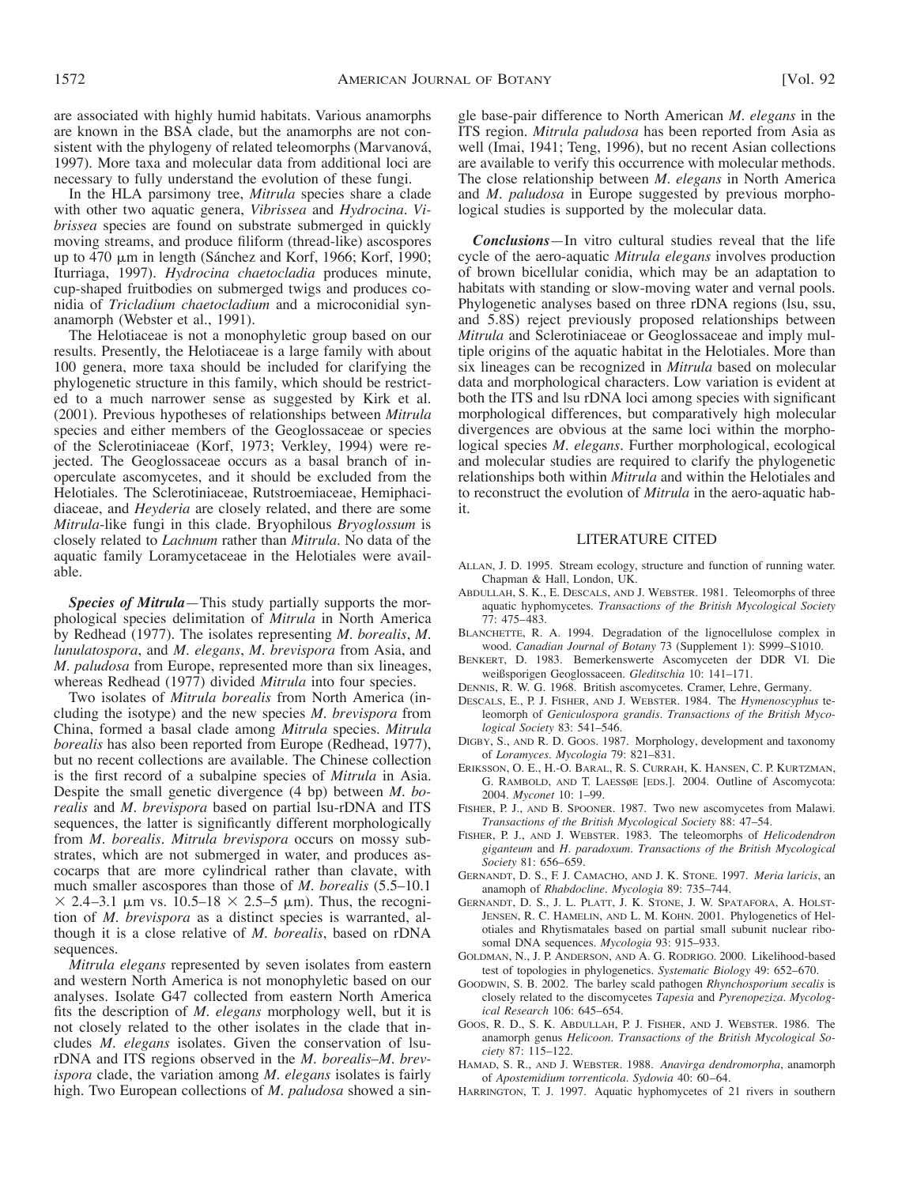are associated with highly humid habitats. Various anamorphs are known in the BSA clade, but the anamorphs are not consistent with the phylogeny of related teleomorphs (Marvanová, 1997). More taxa and molecular data from additional loci are necessary to fully understand the evolution of these fungi.

In the HLA parsimony tree, *Mitrula* species share a clade with other two aquatic genera, *Vibrissea* and *Hydrocina*. *Vibrissea* species are found on substrate submerged in quickly moving streams, and produce filiform (thread-like) ascospores up to 470 μm in length (Sánchez and Korf, 1966; Korf, 1990; Iturriaga, 1997). *Hydrocina chaetocladia* produces minute, cup-shaped fruitbodies on submerged twigs and produces conidia of *Tricladium chaetocladium* and a microconidial synanamorph (Webster et al., 1991).

The Helotiaceae is not a monophyletic group based on our results. Presently, the Helotiaceae is a large family with about 100 genera, more taxa should be included for clarifying the phylogenetic structure in this family, which should be restricted to a much narrower sense as suggested by Kirk et al. (2001). Previous hypotheses of relationships between *Mitrula* species and either members of the Geoglossaceae or species of the Sclerotiniaceae (Korf, 1973; Verkley, 1994) were rejected. The Geoglossaceae occurs as a basal branch of inoperculate ascomycetes, and it should be excluded from the Helotiales. The Sclerotiniaceae, Rutstroemiaceae, Hemiphacidiaceae, and *Heyderia* are closely related, and there are some *Mitrula*-like fungi in this clade. Bryophilous *Bryoglossum* is closely related to *Lachnum* rather than *Mitrula*. No data of the aquatic family Loramycetaceae in the Helotiales were available.

***Species of Mitrula***—This study partially supports the morphological species delimitation of *Mitrula* in North America by Redhead (1977). The isolates representing *M. borealis*, *M. lunulatospora*, and *M. elegans*, *M. brevispora* from Asia, and *M. paludosa* from Europe, represented more than six lineages, whereas Redhead (1977) divided *Mitrula* into four species.

Two isolates of *Mitrula borealis* from North America (including the isotype) and the new species *M. brevispora* from China, formed a basal clade among *Mitrula* species. *Mitrula borealis* has also been reported from Europe (Redhead, 1977), but no recent collections are available. The Chinese collection is the first record of a subalpine species of *Mitrula* in Asia. Despite the small genetic divergence (4 bp) between *M. borealis* and *M. brevispora* based on partial lsu-rDNA and ITS sequences, the latter is significantly different morphologically from *M. borealis*. *Mitrula brevispora* occurs on mossy substrates, which are not submerged in water, and produces ascocarps that are more cylindrical rather than clavate, with much smaller ascospores than those of *M. borealis* (5.5–10.1 × 2.4–3.1 μm vs. 10.5–18 × 2.5–5 μm). Thus, the recognition of *M. brevispora* as a distinct species is warranted, although it is a close relative of *M. borealis*, based on rDNA sequences.

*Mitrula elegans* represented by seven isolates from eastern and western North America is not monophyletic based on our analyses. Isolate G47 collected from eastern North America fits the description of *M. elegans* morphology well, but it is not closely related to the other isolates in the clade that includes *M. elegans* isolates. Given the conservation of lsu-rDNA and ITS regions observed in the *M. borealis–M. brevispora* clade, the variation among *M. elegans* isolates is fairly high. Two European collections of *M. paludosa* showed a single base-pair difference to North American *M. elegans* in the ITS region. *Mitrula paludosa* has been reported from Asia as well (Imai, 1941; Teng, 1996), but no recent Asian collections are available to verify this occurrence with molecular methods. The close relationship between *M. elegans* in North America and *M. paludosa* in Europe suggested by previous morphological studies is supported by the molecular data.

***Conclusions***—In vitro cultural studies reveal that the life cycle of the aero-aquatic *Mitrula elegans* involves production of brown bicellular conidia, which may be an adaptation to habitats with standing or slow-moving water and vernal pools. Phylogenetic analyses based on three rDNA regions (lsu, ssu, and 5.8S) reject previously proposed relationships between *Mitrula* and Sclerotiniaceae or Geoglossaceae and imply multiple origins of the aquatic habitat in the Helotiales. More than six lineages can be recognized in *Mitrula* based on molecular data and morphological characters. Low variation is evident at both the ITS and lsu rDNA loci among species with significant morphological differences, but comparatively high molecular divergences are obvious at the same loci within the morphological species *M. elegans*. Further morphological, ecological and molecular studies are required to clarify the phylogenetic relationships both within *Mitrula* and within the Helotiales and to reconstruct the evolution of *Mitrula* in the aero-aquatic habit.

## LITERATURE CITED

Allan, J. D. 1995. Stream ecology, structure and function of running water. Chapman & Hall, London, UK.

Abdullah, S. K., E. Descals, and J. Webster. 1981. Teleomorphs of three aquatic hyphomycetes. *Transactions of the British Mycological Society* 77: 475–483.

Blanchette, R. A. 1994. Degradation of the lignocellulose complex in wood. *Canadian Journal of Botany* 73 (Supplement 1): S999–S1010.

Benkert, D. 1983. Bemerkenswerte Ascomyceten der DDR VI. Die weißsporigen Geoglossaceen. *Gleditschia* 10: 141–171.

Dennis, R. W. G. 1968. British ascomycetes. Cramer, Lehre, Germany.

Descals, E., P. J. Fisher, and J. Webster. 1984. The *Hymenoscyphus* teleomorph of *Geniculospora grandis*. *Transactions of the British Mycological Society* 83: 541–546.

Digby, S., and R. D. Goos. 1987. Morphology, development and taxonomy of *Loramyces*. *Mycologia* 79: 821–831.

Eriksson, O. E., H.-O. Baral, R. S. Currah, K. Hansen, C. P. Kurtzman, G. Rambold, and T. Laessøe [eds.]. 2004. Outline of Ascomycota: 2004. *Myconet* 10: 1–99.

Fisher, P. J., and B. Spooner. 1987. Two new ascomycetes from Malawi. *Transactions of the British Mycological Society* 88: 47–54.

Fisher, P. J., and J. Webster. 1983. The teleomorphs of *Helicodendron giganteum* and *H. paradoxum*. *Transactions of the British Mycological Society* 81: 656–659.

Gernandt, D. S., F. J. Camacho, and J. K. Stone. 1997. *Meria laricis*, an anamoph of *Rhabdocline*. *Mycologia* 89: 735–744.

Gernandt, D. S., J. L. Platt, J. K. Stone, J. W. Spatafora, A. Holst-Jensen, R. C. Hamelin, and L. M. Kohn. 2001. Phylogenetics of Helotiales and Rhytismatales based on partial small subunit nuclear ribosomal DNA sequences. *Mycologia* 93: 915–933.

Goldman, N., J. P. Anderson, and A. G. Rodrigo. 2000. Likelihood-based test of topologies in phylogenetics. *Systematic Biology* 49: 652–670.

Goodwin, S. B. 2002. The barley scald pathogen *Rhynchosporium secalis* is closely related to the discomycetes *Tapesia* and *Pyrenopeziza*. *Mycological Research* 106: 645–654.

Goos, R. D., S. K. Abdullah, P. J. Fisher, and J. Webster. 1986. The anamorph genus *Helicoon*. *Transactions of the British Mycological Society* 87: 115–122.

Hamad, S. R., and J. Webster. 1988. *Anavirga dendromorpha*, anamorph of *Apostemidium torrenticola*. *Sydowia* 40: 60–64.

Harrington, T. J. 1997. Aquatic hyphomycetes of 21 rivers in southern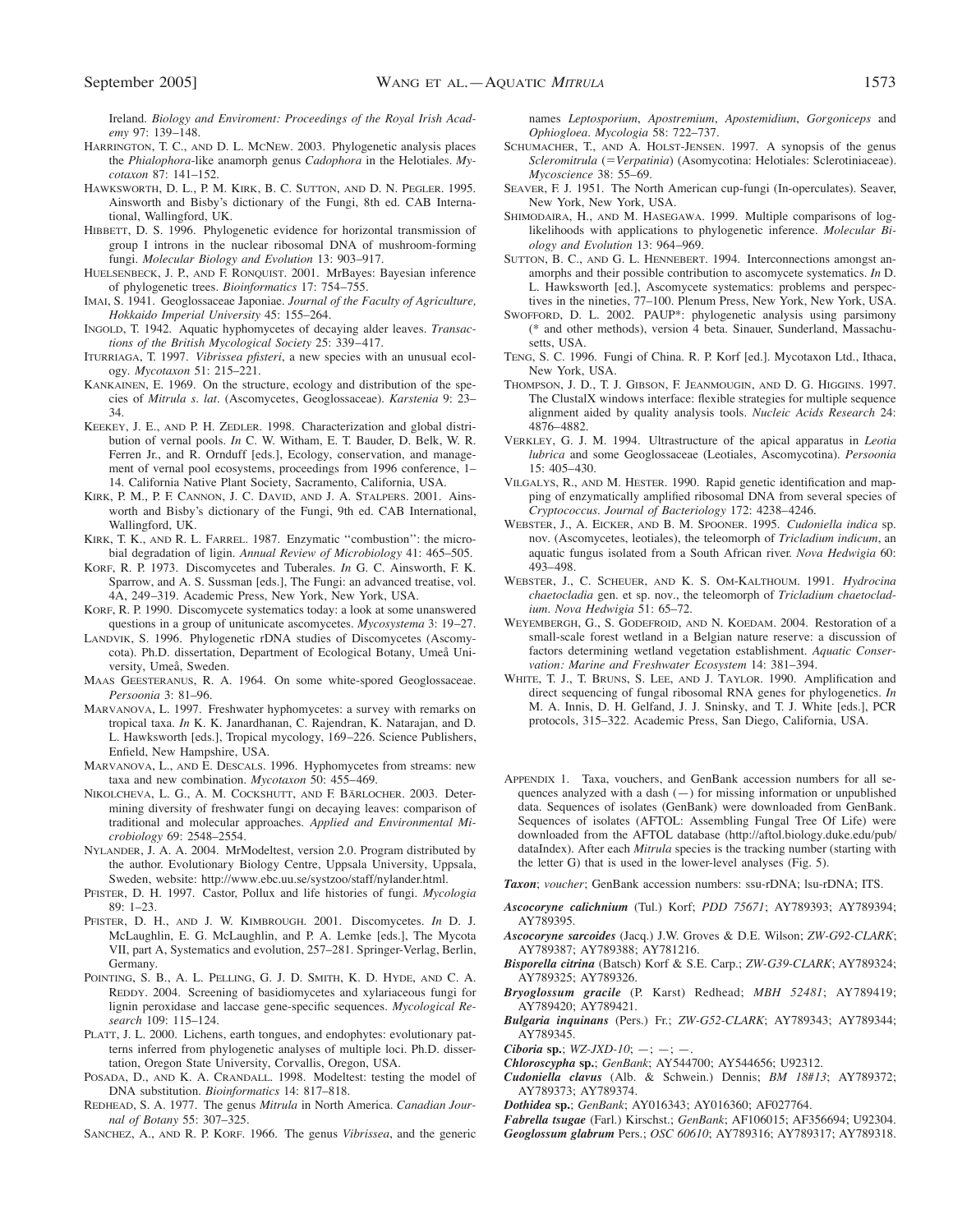Ireland. *Biology and Enviroment: Proceedings of the Royal Irish Academy* 97: 139–148.

HARRINGTON, T. C., AND D. L. MCNEW. 2003. Phylogenetic analysis places the *Phialophora*-like anamorph genus *Cadophora* in the Helotiales. *Mycotaxon* 87: 141–152.

HAWKSWORTH, D. L., P. M. KIRK, B. C. SUTTON, AND D. N. PEGLER. 1995. Ainsworth and Bisby's dictionary of the Fungi, 8th ed. CAB International, Wallingford, UK.

HIBBETT, D. S. 1996. Phylogenetic evidence for horizontal transmission of group I introns in the nuclear ribosomal DNA of mushroom-forming fungi. *Molecular Biology and Evolution* 13: 903–917.

HUELSENBECK, J. P., AND F. RONQUIST. 2001. MrBayes: Bayesian inference of phylogenetic trees. *Bioinformatics* 17: 754–755.

IMAI, S. 1941. Geoglossaceae Japoniae. *Journal of the Faculty of Agriculture, Hokkaido Imperial University* 45: 155–264.

INGOLD, T. 1942. Aquatic hyphomycetes of decaying alder leaves. *Transactions of the British Mycological Society* 25: 339–417.

ITURRIAGA, T. 1997. *Vibrissea pfisteri*, a new species with an unusual ecology. *Mycotaxon* 51: 215–221.

KANKAINEN, E. 1969. On the structure, ecology and distribution of the species of *Mitrula s. lat*. (Ascomycetes, Geoglossaceae). *Karstenia* 9: 23–34.

KEEKEY, J. E., AND P. H. ZEDLER. 1998. Characterization and global distribution of vernal pools. *In* C. W. Witham, E. T. Bauder, D. Belk, W. R. Ferren Jr., and R. Ornduff [eds.], Ecology, conservation, and management of vernal pool ecosystems, proceedings from 1996 conference, 1–14. California Native Plant Society, Sacramento, California, USA.

KIRK, P. M., P. F. CANNON, J. C. DAVID, AND J. A. STALPERS. 2001. Ainsworth and Bisby's dictionary of the Fungi, 9th ed. CAB International, Wallingford, UK.

KIRK, T. K., AND R. L. FARREL. 1987. Enzymatic "combustion": the microbial degradation of ligin. *Annual Review of Microbiology* 41: 465–505.

KORF, R. P. 1973. Discomycetes and Tuberales. *In* G. C. Ainsworth, F. K. Sparrow, and A. S. Sussman [eds.], The Fungi: an advanced treatise, vol. 4A, 249–319. Academic Press, New York, New York, USA.

KORF, R. P. 1990. Discomycete systematics today: a look at some unanswered questions in a group of unitunicate ascomycetes. *Mycosystema* 3: 19–27.

LANDVIK, S. 1996. Phylogenetic rDNA studies of Discomycetes (Ascomycota). Ph.D. dissertation, Department of Ecological Botany, Umeå University, Umeå, Sweden.

MAAS GEESTERANUS, R. A. 1964. On some white-spored Geoglossaceae. *Persoonia* 3: 81–96.

MARVANOVA, L. 1997. Freshwater hyphomycetes: a survey with remarks on tropical taxa. *In* K. K. Janardhanan, C. Rajendran, K. Natarajan, and D. L. Hawksworth [eds.], Tropical mycology, 169–226. Science Publishers, Enfield, New Hampshire, USA.

MARVANOVA, L., AND E. DESCALS. 1996. Hyphomycetes from streams: new taxa and new combination. *Mycotaxon* 50: 455–469.

NIKOLCHEVA, L. G., A. M. COCKSHUTT, AND F. BÄRLOCHER. 2003. Determining diversity of freshwater fungi on decaying leaves: comparison of traditional and molecular approaches. *Applied and Environmental Microbiology* 69: 2548–2554.

NYLANDER, J. A. A. 2004. MrModeltest, version 2.0. Program distributed by the author. Evolutionary Biology Centre, Uppsala University, Uppsala, Sweden, website: http://www.ebc.uu.se/systzoo/staff/nylander.html.

PFISTER, D. H. 1997. Castor, Pollux and life histories of fungi. *Mycologia* 89: 1–23.

PFISTER, D. H., AND J. W. KIMBROUGH. 2001. Discomycetes. *In* D. J. McLaughlin, E. G. McLaughlin, and P. A. Lemke [eds.], The Mycota VII, part A, Systematics and evolution, 257–281. Springer-Verlag, Berlin, Germany.

POINTING, S. B., A. L. PELLING, G. J. D. SMITH, K. D. HYDE, AND C. A. REDDY. 2004. Screening of basidiomycetes and xylariaceous fungi for lignin peroxidase and laccase gene-specific sequences. *Mycological Research* 109: 115–124.

PLATT, J. L. 2000. Lichens, earth tongues, and endophytes: evolutionary patterns inferred from phylogenetic analyses of multiple loci. Ph.D. dissertation, Oregon State University, Corvallis, Oregon, USA.

POSADA, D., AND K. A. CRANDALL. 1998. Modeltest: testing the model of DNA substitution. *Bioinformatics* 14: 817–818.

REDHEAD, S. A. 1977. The genus *Mitrula* in North America. *Canadian Journal of Botany* 55: 307–325.

SANCHEZ, A., AND R. P. KORF. 1966. The genus *Vibrissea*, and the generic names *Leptosporium*, *Apostremium*, *Apostemidium*, *Gorgoniceps* and *Ophiogloea*. *Mycologia* 58: 722–737.

SCHUMACHER, T., AND A. HOLST-JENSEN. 1997. A synopsis of the genus *Scleromitrula* (=*Verpatinia*) (Asomycotina: Helotiales: Sclerotiniaceae). *Mycoscience* 38: 55–69.

SEAVER, F. J. 1951. The North American cup-fungi (In-operculates). Seaver, New York, New York, USA.

SHIMODAIRA, H., AND M. HASEGAWA. 1999. Multiple comparisons of log-likelihoods with applications to phylogenetic inference. *Molecular Biology and Evolution* 13: 964–969.

SUTTON, B. C., AND G. L. HENNEBERT. 1994. Interconnections amongst anamorphs and their possible contribution to ascomycete systematics. *In* D. L. Hawksworth [ed.], Ascomycete systematics: problems and perspectives in the nineties, 77–100. Plenum Press, New York, New York, USA.

SWOFFORD, D. L. 2002. PAUP*: phylogenetic analysis using parsimony (* and other methods), version 4 beta. Sinauer, Sunderland, Massachusetts, USA.

TENG, S. C. 1996. Fungi of China. R. P. Korf [ed.]. Mycotaxon Ltd., Ithaca, New York, USA.

THOMPSON, J. D., T. J. GIBSON, F. JEANMOUGIN, AND D. G. HIGGINS. 1997. The ClustalX windows interface: flexible strategies for multiple sequence alignment aided by quality analysis tools. *Nucleic Acids Research* 24: 4876–4882.

VERKLEY, G. J. M. 1994. Ultrastructure of the apical apparatus in *Leotia lubrica* and some Geoglossaceae (Leotiales, Ascomycotina). *Persoonia* 15: 405–430.

VILGALYS, R., AND M. HESTER. 1990. Rapid genetic identification and mapping of enzymatically amplified ribosomal DNA from several species of *Cryptococcus*. *Journal of Bacteriology* 172: 4238–4246.

WEBSTER, J., A. EICKER, AND B. M. SPOONER. 1995. *Cudoniella indica* sp. nov. (Ascomycetes, leotiales), the teleomorph of *Tricladium indicum*, an aquatic fungus isolated from a South African river. *Nova Hedwigia* 60: 493–498.

WEBSTER, J., C. SCHEUER, AND K. S. OM-KALTHOUM. 1991. *Hydrocina chaetocladia* gen. et sp. nov., the teleomorph of *Tricladium chaetocladium*. *Nova Hedwigia* 51: 65–72.

WEYEMBERGH, G., S. GODEFROID, AND N. KOEDAM. 2004. Restoration of a small-scale forest wetland in a Belgian nature reserve: a discussion of factors determining wetland vegetation establishment. *Aquatic Conservation: Marine and Freshwater Ecosystem* 14: 381–394.

WHITE, T. J., T. BRUNS, S. LEE, AND J. TAYLOR. 1990. Amplification and direct sequencing of fungal ribosomal RNA genes for phylogenetics. *In* M. A. Innis, D. H. Gelfand, J. J. Sninsky, and T. J. White [eds.], PCR protocols, 315–322. Academic Press, San Diego, California, USA.

APPENDIX 1. Taxa, vouchers, and GenBank accession numbers for all sequences analyzed with a dash (—) for missing information or unpublished data. Sequences of isolates (GenBank) were downloaded from GenBank. Sequences of isolates (AFTOL: Assembling Fungal Tree Of Life) were downloaded from the AFTOL database (http://aftol.biology.duke.edu/pub/dataIndex). After each *Mitrula* species is the tracking number (starting with the letter G) that is used in the lower-level analyses (Fig. 5).

***Taxon***; *voucher*; GenBank accession numbers: ssu-rDNA; lsu-rDNA; ITS.

***Ascocoryne calichnium*** (Tul.) Korf; *PDD 75671*; AY789393; AY789394; AY789395.

***Ascocoryne sarcoides*** (Jacq.) J.W. Groves & D.E. Wilson; *ZW-G92-CLARK*; AY789387; AY789388; AY781216.

***Bisporella citrina*** (Batsch) Korf & S.E. Carp.; *ZW-G39-CLARK*; AY789324; AY789325; AY789326.

***Bryoglossum gracile*** (P. Karst) Redhead; *MBH 52481*; AY789419; AY789420; AY789421.

***Bulgaria inquinans*** (Pers.) Fr.; *ZW-G52-CLARK*; AY789343; AY789344; AY789345.

***Ciboria* sp.**; *WZ-JXD-10*; —; —; —.

***Chloroscypha* sp.**; *GenBank*; AY544700; AY544656; U92312.

***Cudoniella clavus*** (Alb. & Schwein.) Dennis; *BM 18#13*; AY789372; AY789373; AY789374.

***Dothidea* sp.**; *GenBank*; AY016343; AY016360; AF027764.

***Fabrella tsugae*** (Farl.) Kirschst.; *GenBank*; AF106015; AF356694; U92304.

***Geoglossum glabrum*** Pers.; *OSC 60610*; AY789316; AY789317; AY789318.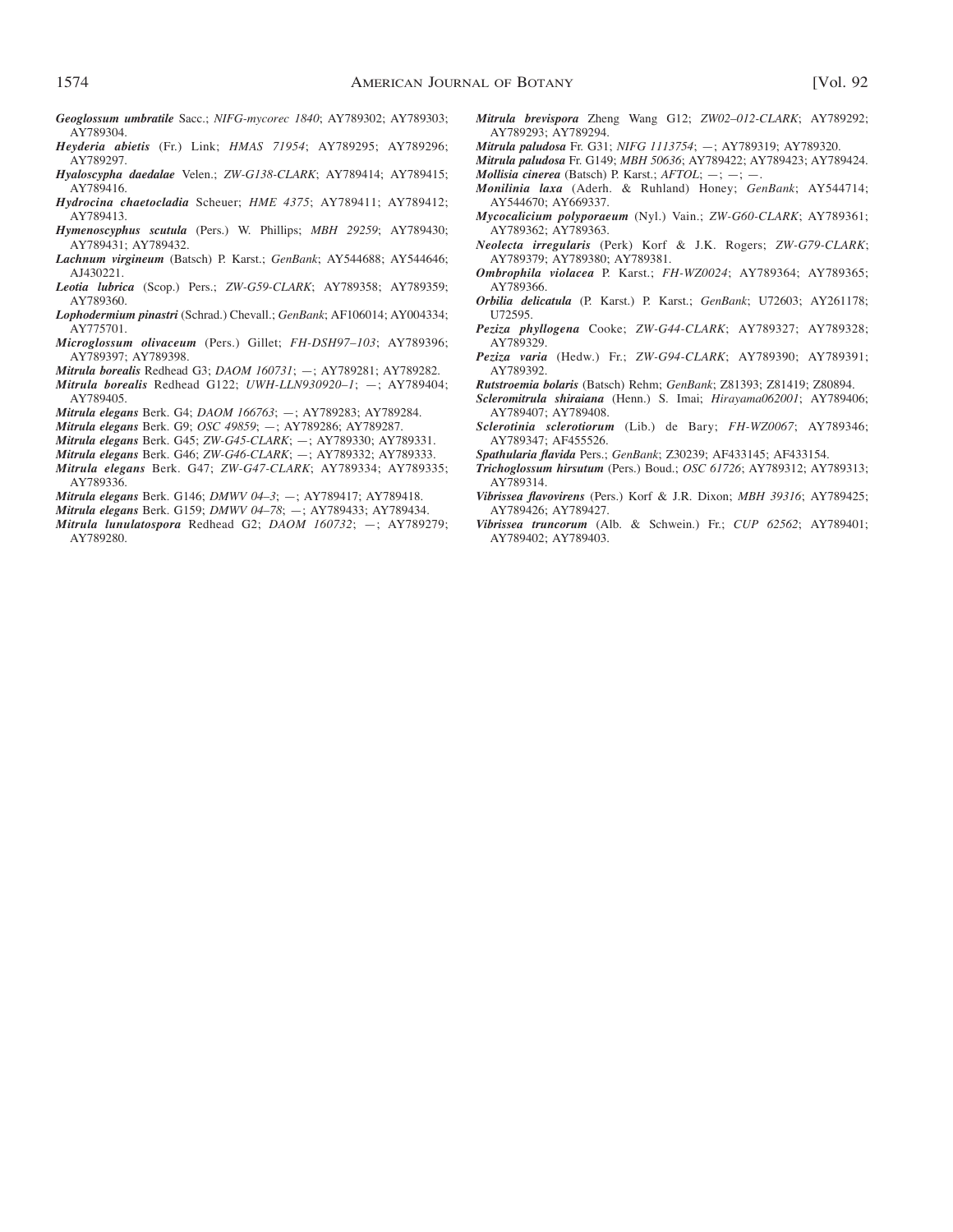***Geoglossum umbratile*** Sacc.; *NIFG-mycorec 1840*; AY789302; AY789303; AY789304.

***Heyderia abietis*** (Fr.) Link; *HMAS 71954*; AY789295; AY789296; AY789297.

***Hyaloscypha daedalae*** Velen.; *ZW-G138-CLARK*; AY789414; AY789415; AY789416.

***Hydrocina chaetocladia*** Scheuer; *HME 4375*; AY789411; AY789412; AY789413.

***Hymenoscyphus scutula*** (Pers.) W. Phillips; *MBH 29259*; AY789430; AY789431; AY789432.

***Lachnum virgineum*** (Batsch) P. Karst.; *GenBank*; AY544688; AY544646; AJ430221.

***Leotia lubrica*** (Scop.) Pers.; *ZW-G59-CLARK*; AY789358; AY789359; AY789360.

***Lophodermium pinastri*** (Schrad.) Chevall.; *GenBank*; AF106014; AY004334; AY775701.

***Microglossum olivaceum*** (Pers.) Gillet; *FH-DSH97–103*; AY789396; AY789397; AY789398.

***Mitrula borealis*** Redhead G3; *DAOM 160731*; —; AY789281; AY789282.

***Mitrula borealis*** Redhead G122; *UWH-LLN930920–1*; —; AY789404; AY789405.

***Mitrula elegans*** Berk. G4; *DAOM 166763*; —; AY789283; AY789284.

***Mitrula elegans*** Berk. G9; *OSC 49859*; —; AY789286; AY789287.

***Mitrula elegans*** Berk. G45; *ZW-G45-CLARK*; —; AY789330; AY789331.

***Mitrula elegans*** Berk. G46; *ZW-G46-CLARK*; —; AY789332; AY789333.

***Mitrula elegans*** Berk. G47; *ZW-G47-CLARK*; AY789334; AY789335; AY789336.

***Mitrula elegans*** Berk. G146; *DMWV 04–3*; —; AY789417; AY789418.

***Mitrula elegans*** Berk. G159; *DMWV 04–78*; —; AY789433; AY789434.

***Mitrula lunulatospora*** Redhead G2; *DAOM 160732*; —; AY789279; AY789280.

***Mitrula brevispora*** Zheng Wang G12; *ZW02–012-CLARK*; AY789292; AY789293; AY789294.

***Mitrula paludosa*** Fr. G31; *NIFG 1113754*; —; AY789319; AY789320.

***Mitrula paludosa*** Fr. G149; *MBH 50636*; AY789422; AY789423; AY789424.

***Mollisia cinerea*** (Batsch) P. Karst.; *AFTOL*; —; —; —.

***Monilinia laxa*** (Aderh. & Ruhland) Honey; *GenBank*; AY544714; AY544670; AY669337.

***Mycocalicium polyporaeum*** (Nyl.) Vain.; *ZW-G60-CLARK*; AY789361; AY789362; AY789363.

***Neolecta irregularis*** (Perk) Korf & J.K. Rogers; *ZW-G79-CLARK*; AY789379; AY789380; AY789381.

***Ombrophila violacea*** P. Karst.; *FH-WZ0024*; AY789364; AY789365; AY789366.

***Orbilia delicatula*** (P. Karst.) P. Karst.; *GenBank*; U72603; AY261178; U72595.

***Peziza phyllogena*** Cooke; *ZW-G44-CLARK*; AY789327; AY789328; AY789329.

***Peziza varia*** (Hedw.) Fr.; *ZW-G94-CLARK*; AY789390; AY789391; AY789392.

***Rutstroemia bolaris*** (Batsch) Rehm; *GenBank*; Z81393; Z81419; Z80894.

***Scleromitrula shiraiana*** (Henn.) S. Imai; *Hirayama062001*; AY789406; AY789407; AY789408.

***Sclerotinia sclerotiorum*** (Lib.) de Bary; *FH-WZ0067*; AY789346; AY789347; AF455526.

***Spathularia flavida*** Pers.; *GenBank*; Z30239; AF433145; AF433154.

***Trichoglossum hirsutum*** (Pers.) Boud.; *OSC 61726*; AY789312; AY789313; AY789314.

***Vibrissea flavovirens*** (Pers.) Korf & J.R. Dixon; *MBH 39316*; AY789425; AY789426; AY789427.

***Vibrissea truncorum*** (Alb. & Schwein.) Fr.; *CUP 62562*; AY789401; AY789402; AY789403.